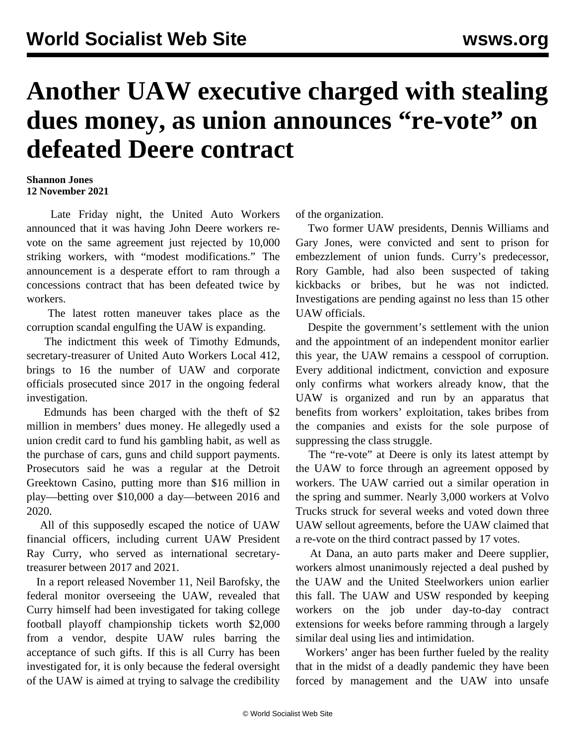# Another UAW executive charged with stealing dues money, as union announces "re-vote" on defeated Deere contract

**Shannon Jones**
**12 November 2021**

Late Friday night, the United Auto Workers announced that it was having John Deere workers re-vote on the same agreement just rejected by 10,000 striking workers, with "modest modifications." The announcement is a desperate effort to ram through a concessions contract that has been defeated twice by workers.

The latest rotten maneuver takes place as the corruption scandal engulfing the UAW is expanding.

The indictment this week of Timothy Edmunds, secretary-treasurer of United Auto Workers Local 412, brings to 16 the number of UAW and corporate officials prosecuted since 2017 in the ongoing federal investigation.

Edmunds has been charged with the theft of $2 million in members' dues money. He allegedly used a union credit card to fund his gambling habit, as well as the purchase of cars, guns and child support payments. Prosecutors said he was a regular at the Detroit Greektown Casino, putting more than $16 million in play—betting over $10,000 a day—between 2016 and 2020.

All of this supposedly escaped the notice of UAW financial officers, including current UAW President Ray Curry, who served as international secretary-treasurer between 2017 and 2021.

In a report released November 11, Neil Barofsky, the federal monitor overseeing the UAW, revealed that Curry himself had been investigated for taking college football playoff championship tickets worth $2,000 from a vendor, despite UAW rules barring the acceptance of such gifts. If this is all Curry has been investigated for, it is only because the federal oversight of the UAW is aimed at trying to salvage the credibility of the organization.

Two former UAW presidents, Dennis Williams and Gary Jones, were convicted and sent to prison for embezzlement of union funds. Curry's predecessor, Rory Gamble, had also been suspected of taking kickbacks or bribes, but he was not indicted. Investigations are pending against no less than 15 other UAW officials.

Despite the government's settlement with the union and the appointment of an independent monitor earlier this year, the UAW remains a cesspool of corruption. Every additional indictment, conviction and exposure only confirms what workers already know, that the UAW is organized and run by an apparatus that benefits from workers' exploitation, takes bribes from the companies and exists for the sole purpose of suppressing the class struggle.

The "re-vote" at Deere is only its latest attempt by the UAW to force through an agreement opposed by workers. The UAW carried out a similar operation in the spring and summer. Nearly 3,000 workers at Volvo Trucks struck for several weeks and voted down three UAW sellout agreements, before the UAW claimed that a re-vote on the third contract passed by 17 votes.

At Dana, an auto parts maker and Deere supplier, workers almost unanimously rejected a deal pushed by the UAW and the United Steelworkers union earlier this fall. The UAW and USW responded by keeping workers on the job under day-to-day contract extensions for weeks before ramming through a largely similar deal using lies and intimidation.

Workers' anger has been further fueled by the reality that in the midst of a deadly pandemic they have been forced by management and the UAW into unsafe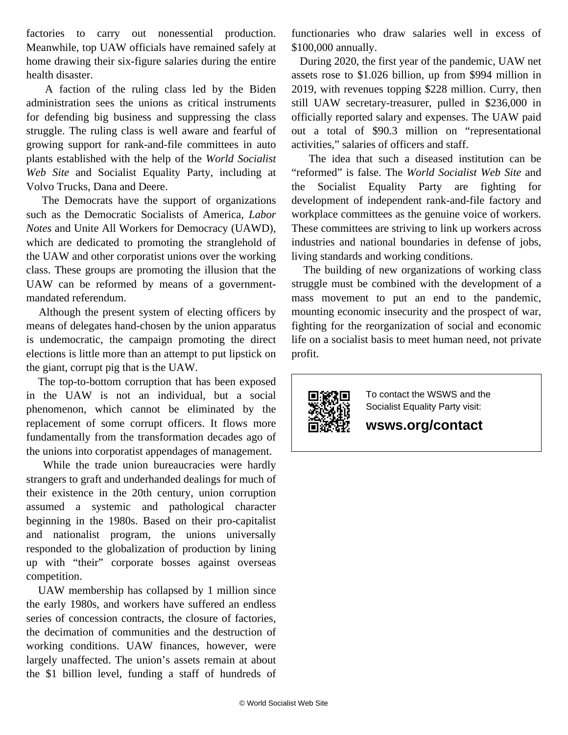factories to carry out nonessential production. Meanwhile, top UAW officials have remained safely at home drawing their six-figure salaries during the entire health disaster.

A faction of the ruling class led by the Biden administration sees the unions as critical instruments for defending big business and suppressing the class struggle. The ruling class is well aware and fearful of growing support for rank-and-file committees in auto plants established with the help of the *World Socialist Web Site* and Socialist Equality Party, including at Volvo Trucks, Dana and Deere.

The Democrats have the support of organizations such as the Democratic Socialists of America, *Labor Notes* and Unite All Workers for Democracy (UAWD), which are dedicated to promoting the stranglehold of the UAW and other corporatist unions over the working class. These groups are promoting the illusion that the UAW can be reformed by means of a government-mandated referendum.

Although the present system of electing officers by means of delegates hand-chosen by the union apparatus is undemocratic, the campaign promoting the direct elections is little more than an attempt to put lipstick on the giant, corrupt pig that is the UAW.

The top-to-bottom corruption that has been exposed in the UAW is not an individual, but a social phenomenon, which cannot be eliminated by the replacement of some corrupt officers. It flows more fundamentally from the transformation decades ago of the unions into corporatist appendages of management.

While the trade union bureaucracies were hardly strangers to graft and underhanded dealings for much of their existence in the 20th century, union corruption assumed a systemic and pathological character beginning in the 1980s. Based on their pro-capitalist and nationalist program, the unions universally responded to the globalization of production by lining up with "their" corporate bosses against overseas competition.

UAW membership has collapsed by 1 million since the early 1980s, and workers have suffered an endless series of concession contracts, the closure of factories, the decimation of communities and the destruction of working conditions. UAW finances, however, were largely unaffected. The union's assets remain at about the $1 billion level, funding a staff of hundreds of functionaries who draw salaries well in excess of $100,000 annually.

During 2020, the first year of the pandemic, UAW net assets rose to $1.026 billion, up from $994 million in 2019, with revenues topping $228 million. Curry, then still UAW secretary-treasurer, pulled in $236,000 in officially reported salary and expenses. The UAW paid out a total of $90.3 million on "representational activities," salaries of officers and staff.

The idea that such a diseased institution can be "reformed" is false. The *World Socialist Web Site* and the Socialist Equality Party are fighting for development of independent rank-and-file factory and workplace committees as the genuine voice of workers. These committees are striving to link up workers across industries and national boundaries in defense of jobs, living standards and working conditions.

The building of new organizations of working class struggle must be combined with the development of a mass movement to put an end to the pandemic, mounting economic insecurity and the prospect of war, fighting for the reorganization of social and economic life on a socialist basis to meet human need, not private profit.

To contact the WSWS and the Socialist Equality Party visit:

**wsws.org/contact**